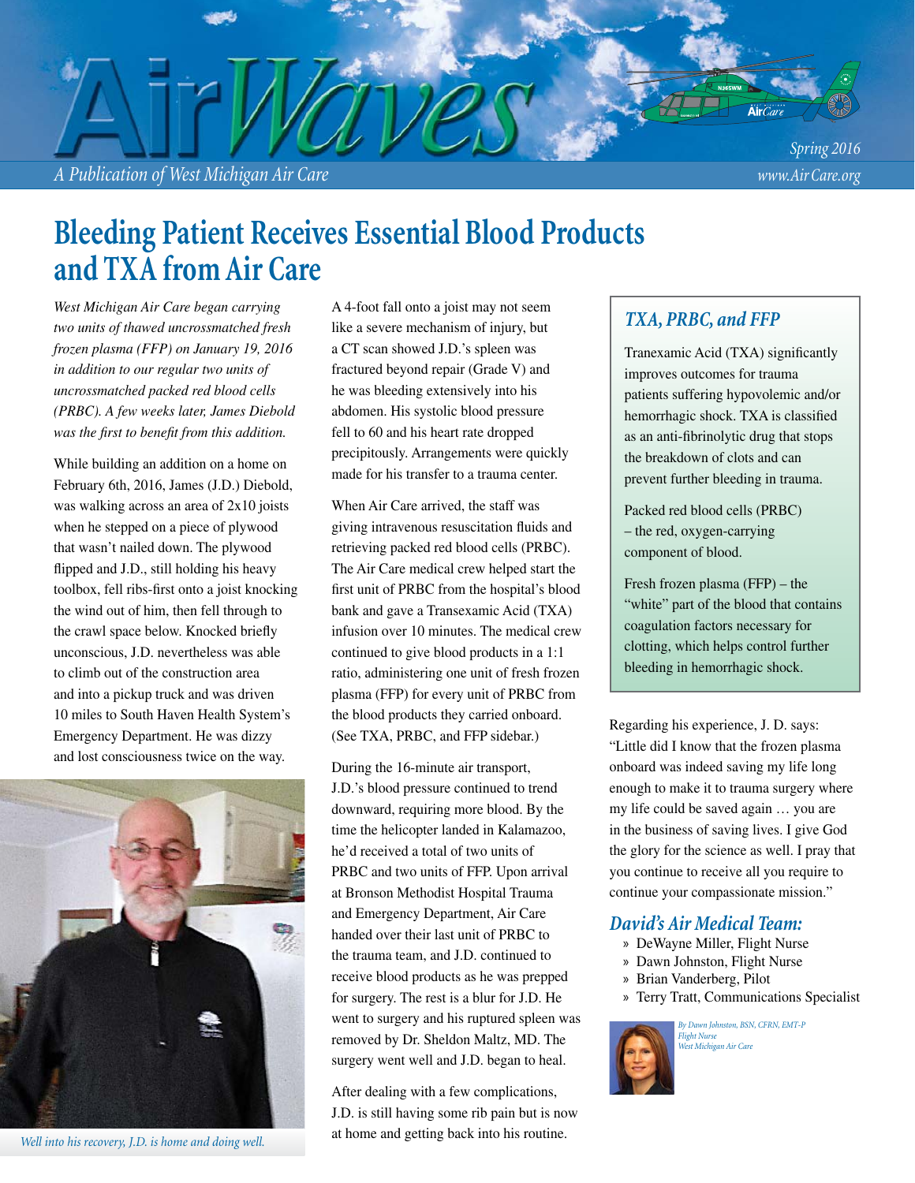# AirWaves

*A Publication of West Michigan Air Care*

*Spring 2016*

*www.AirCare.org*

## Bleeding Patient Receives Essential Blood Products and TXA from Air Care

*West Michigan Air Care began carrying two units of thawed uncrossmatched fresh frozen plasma (FFP) on January 19, 2016 in addition to our regular two units of uncrossmatched packed red blood cells (PRBC). A few weeks later, James Diebold was the first to benefit from this addition.*

While building an addition on a home on February 6th, 2016, James (J.D.) Diebold, was walking across an area of 2x10 joists when he stepped on a piece of plywood that wasn't nailed down. The plywood flipped and J.D., still holding his heavy toolbox, fell ribs-first onto a joist knocking the wind out of him, then fell through to the crawl space below. Knocked briefly unconscious, J.D. nevertheless was able to climb out of the construction area and into a pickup truck and was driven 10 miles to South Haven Health System's Emergency Department. He was dizzy and lost consciousness twice on the way.

*Well into his recovery, J.D. is home and doing well.*

A 4-foot fall onto a joist may not seem like a severe mechanism of injury, but a CT scan showed J.D.'s spleen was fractured beyond repair (Grade V) and he was bleeding extensively into his abdomen. His systolic blood pressure fell to 60 and his heart rate dropped precipitously. Arrangements were quickly made for his transfer to a trauma center.

When Air Care arrived, the staff was giving intravenous resuscitation fluids and retrieving packed red blood cells (PRBC). The Air Care medical crew helped start the first unit of PRBC from the hospital's blood bank and gave a Transexamic Acid (TXA) infusion over 10 minutes. The medical crew continued to give blood products in a 1:1 ratio, administering one unit of fresh frozen plasma (FFP) for every unit of PRBC from the blood products they carried onboard. (See TXA, PRBC, and FFP sidebar.)

During the 16-minute air transport, J.D.'s blood pressure continued to trend downward, requiring more blood. By the time the helicopter landed in Kalamazoo, he'd received a total of two units of PRBC and two units of FFP. Upon arrival at Bronson Methodist Hospital Trauma and Emergency Department, Air Care handed over their last unit of PRBC to the trauma team, and J.D. continued to receive blood products as he was prepped for surgery. The rest is a blur for J.D. He went to surgery and his ruptured spleen was removed by Dr. Sheldon Maltz, MD. The surgery went well and J.D. began to heal.

After dealing with a few complications, J.D. is still having some rib pain but is now at home and getting back into his routine.

### *TXA, PRBC, and FFP*

Tranexamic Acid (TXA) significantly improves outcomes for trauma patients suffering hypovolemic and/or hemorrhagic shock. TXA is classified as an anti-fibrinolytic drug that stops the breakdown of clots and can prevent further bleeding in trauma.

Packed red blood cells (PRBC) – the red, oxygen-carrying component of blood.

Fresh frozen plasma (FFP) – the "white" part of the blood that contains coagulation factors necessary for clotting, which helps control further bleeding in hemorrhagic shock.

Regarding his experience, J. D. says: "Little did I know that the frozen plasma onboard was indeed saving my life long enough to make it to trauma surgery where my life could be saved again … you are in the business of saving lives. I give God the glory for the science as well. I pray that you continue to receive all you require to continue your compassionate mission."

### *David's Air Medical Team:*

- DeWayne Miller, Flight Nurse
- Dawn Johnston, Flight Nurse
- Brian Vanderberg, Pilot
- Terry Tratt, Communications Specialist

*By Dawn Johnston, BSN, CFRN, EMT-P*
*Flight Nurse*
*West Michigan Air Care*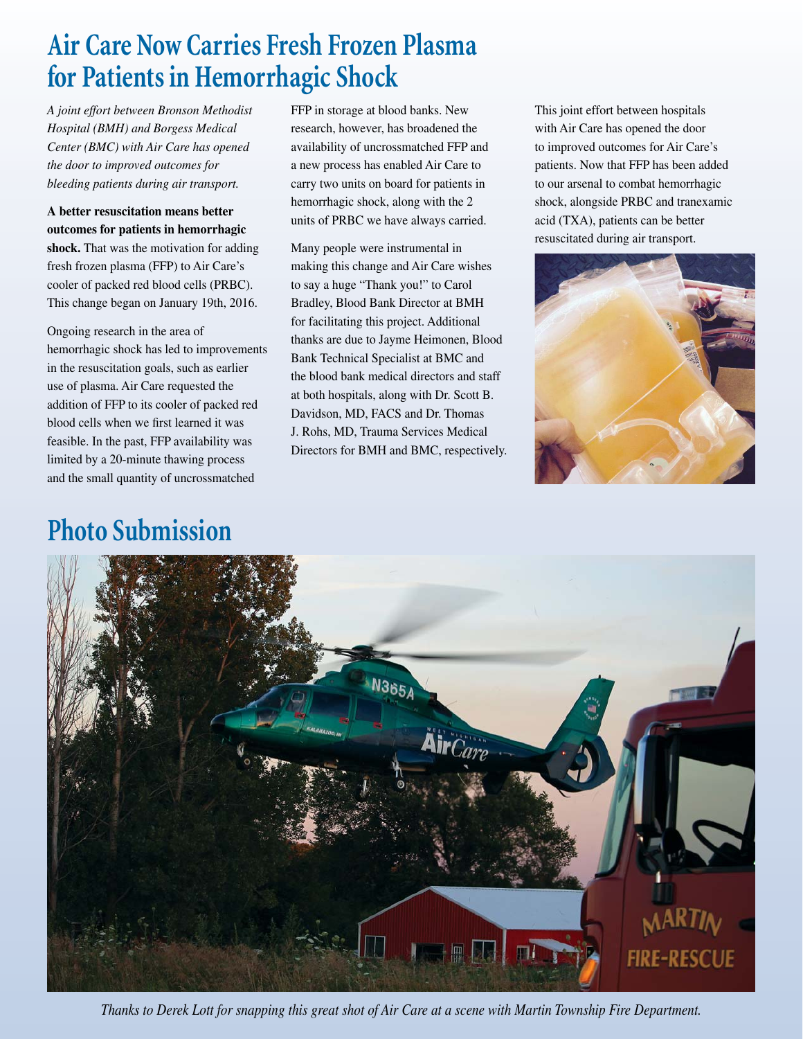# Air Care Now Carries Fresh Frozen Plasma for Patients in Hemorrhagic Shock

*A joint effort between Bronson Methodist Hospital (BMH) and Borgess Medical Center (BMC) with Air Care has opened the door to improved outcomes for bleeding patients during air transport.*

**A better resuscitation means better outcomes for patients in hemorrhagic shock.** That was the motivation for adding fresh frozen plasma (FFP) to Air Care's cooler of packed red blood cells (PRBC). This change began on January 19th, 2016.

Ongoing research in the area of hemorrhagic shock has led to improvements in the resuscitation goals, such as earlier use of plasma. Air Care requested the addition of FFP to its cooler of packed red blood cells when we first learned it was feasible. In the past, FFP availability was limited by a 20-minute thawing process and the small quantity of uncrossmatched FFP in storage at blood banks. New research, however, has broadened the availability of uncrossmatched FFP and a new process has enabled Air Care to carry two units on board for patients in hemorrhagic shock, along with the 2 units of PRBC we have always carried.

Many people were instrumental in making this change and Air Care wishes to say a huge "Thank you!" to Carol Bradley, Blood Bank Director at BMH for facilitating this project. Additional thanks are due to Jayme Heimonen, Blood Bank Technical Specialist at BMC and the blood bank medical directors and staff at both hospitals, along with Dr. Scott B. Davidson, MD, FACS and Dr. Thomas J. Rohs, MD, Trauma Services Medical Directors for BMH and BMC, respectively.

This joint effort between hospitals with Air Care has opened the door to improved outcomes for Air Care's patients. Now that FFP has been added to our arsenal to combat hemorrhagic shock, alongside PRBC and tranexamic acid (TXA), patients can be better resuscitated during air transport.

# Photo Submission

*Thanks to Derek Lott for snapping this great shot of Air Care at a scene with Martin Township Fire Department.*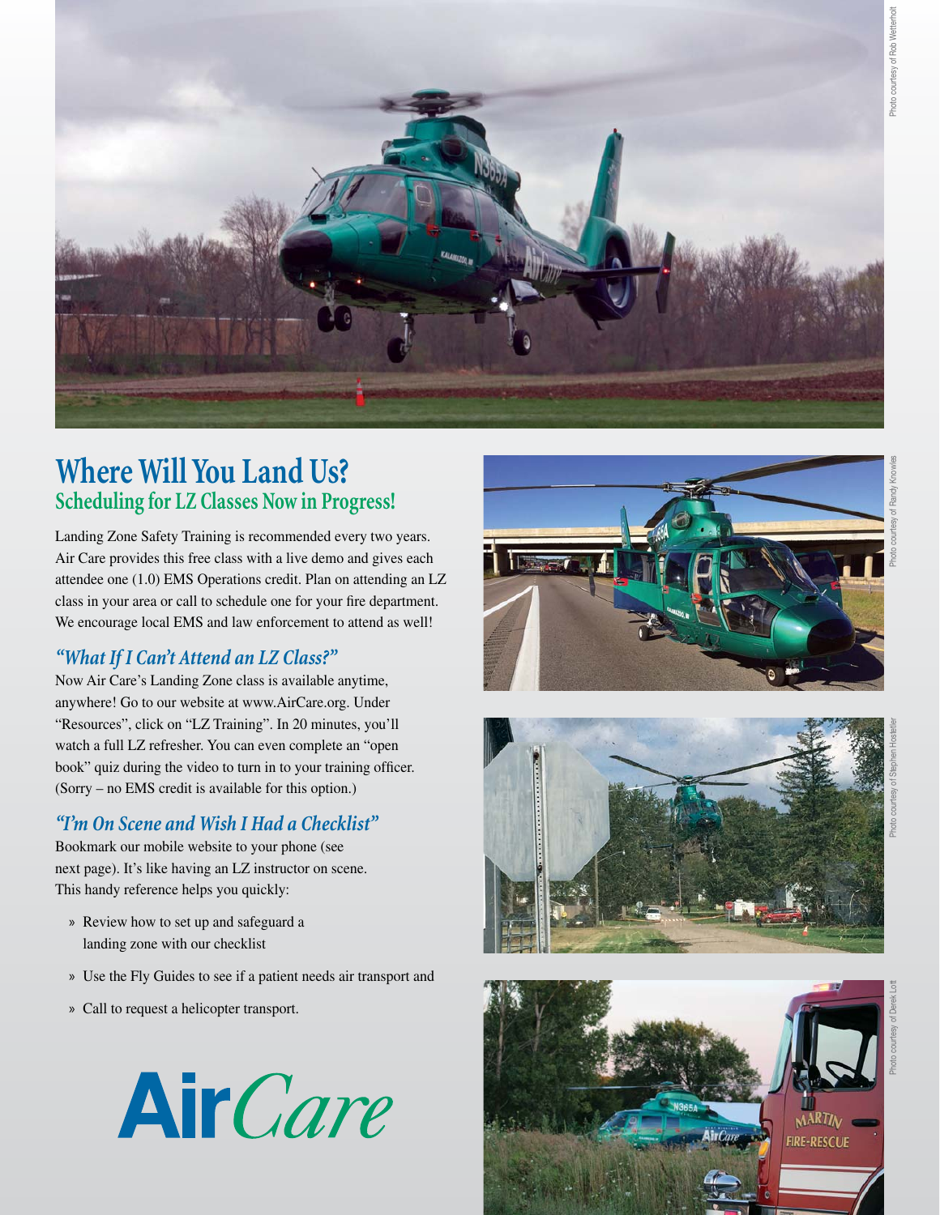# Where Will You Land Us?

## Scheduling for LZ Classes Now in Progress!

Landing Zone Safety Training is recommended every two years. Air Care provides this free class with a live demo and gives each attendee one (1.0) EMS Operations credit. Plan on attending an LZ class in your area or call to schedule one for your fire department. We encourage local EMS and law enforcement to attend as well!

### *"What If I Can't Attend an LZ Class?"*

Now Air Care's Landing Zone class is available anytime, anywhere! Go to our website at www.AirCare.org. Under "Resources", click on "LZ Training". In 20 minutes, you'll watch a full LZ refresher. You can even complete an "open book" quiz during the video to turn in to your training officer. (Sorry – no EMS credit is available for this option.)

### *"I'm On Scene and Wish I Had a Checklist"*

Bookmark our mobile website to your phone (see next page). It's like having an LZ instructor on scene. This handy reference helps you quickly:

- Review how to set up and safeguard a landing zone with our checklist
- Use the Fly Guides to see if a patient needs air transport and
- Call to request a helicopter transport.

AirCare

Photo courtesy of Rob Wetterholt

Photo courtesy of Randy Knowles

Photo courtesy of Stephen Hostetler

Photo courtesy of Derek Lott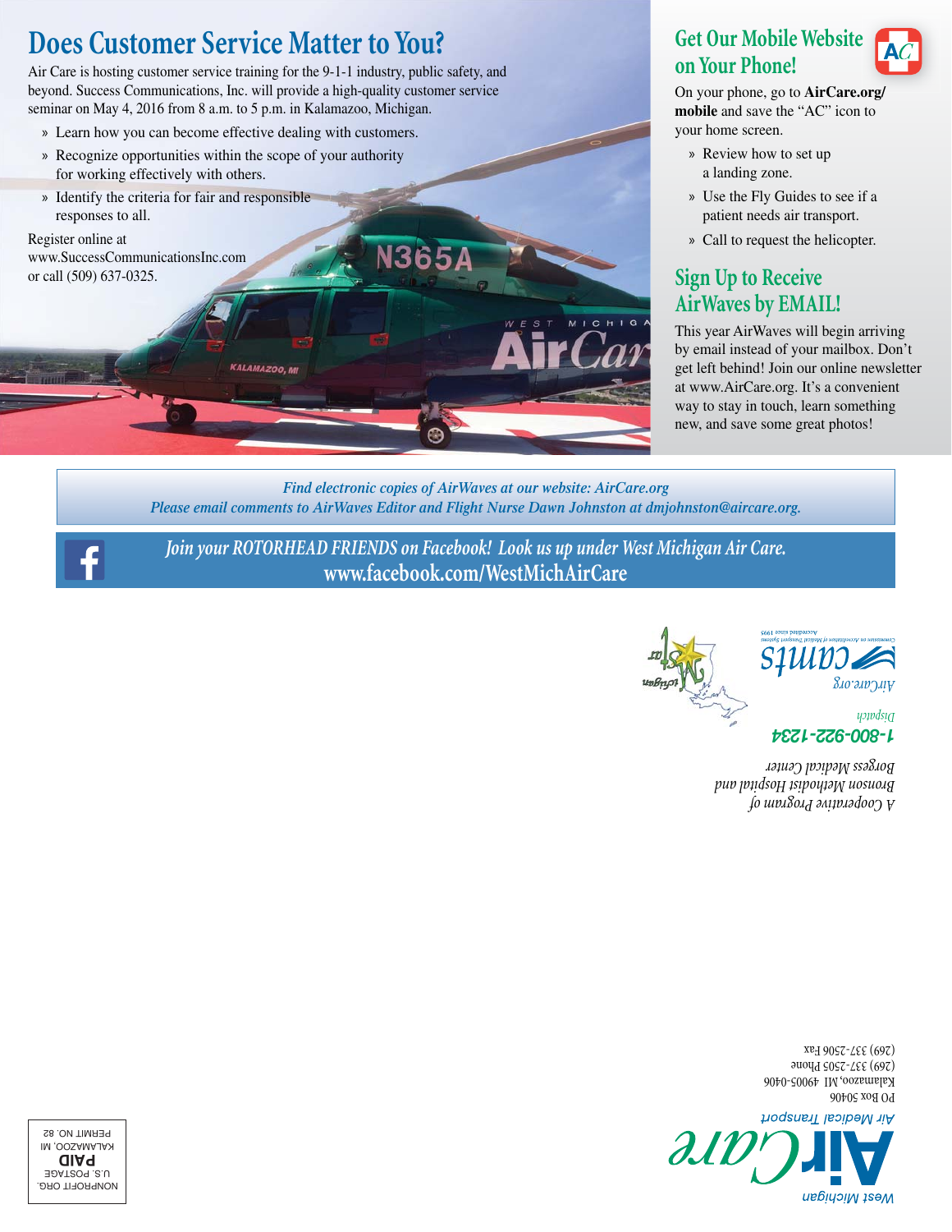# Does Customer Service Matter to You?

Air Care is hosting customer service training for the 9-1-1 industry, public safety, and beyond. Success Communications, Inc. will provide a high-quality customer service seminar on May 4, 2016 from 8 a.m. to 5 p.m. in Kalamazoo, Michigan.

- Learn how you can become effective dealing with customers.
- Recognize opportunities within the scope of your authority for working effectively with others.
- Identify the criteria for fair and responsible responses to all.

Register online at www.SuccessCommunicationsInc.com or call (509) 637-0325.

## Get Our Mobile Website on Your Phone!

On your phone, go to **AirCare.org/mobile** and save the "AC" icon to your home screen.

- Review how to set up a landing zone.
- Use the Fly Guides to see if a patient needs air transport.
- Call to request the helicopter.

## Sign Up to Receive AirWaves by EMAIL!

This year AirWaves will begin arriving by email instead of your mailbox. Don't get left behind! Join our online newsletter at www.AirCare.org. It's a convenient way to stay in touch, learn something new, and save some great photos!

*Find electronic copies of AirWaves at our website: AirCare.org*
*Please email comments to AirWaves Editor and Flight Nurse Dawn Johnston at dmjohnston@aircare.org.*

*Join your ROTORHEAD FRIENDS on Facebook! Look us up under West Michigan Air Care.*
**www.facebook.com/WestMichAirCare**

*A Cooperative Program of Bronson Methodist Hospital and Borgess Medical Center*

**1-800-922-1234**
*Dispatch*

*AirCare.org*

CAMTS
Commission on Accreditation of Medical Transport Systems
Accredited since 1995

West Michigan AirCare
Air Medical Transport

PO Box 50406
Kalamazoo, MI 49005-0406
(269) 337-2505 Phone
(269) 337-2506 Fax

NONPROFIT ORG.
U.S. POSTAGE
**PAID**
KALAMAZOO, MI
PERMIT NO. 82